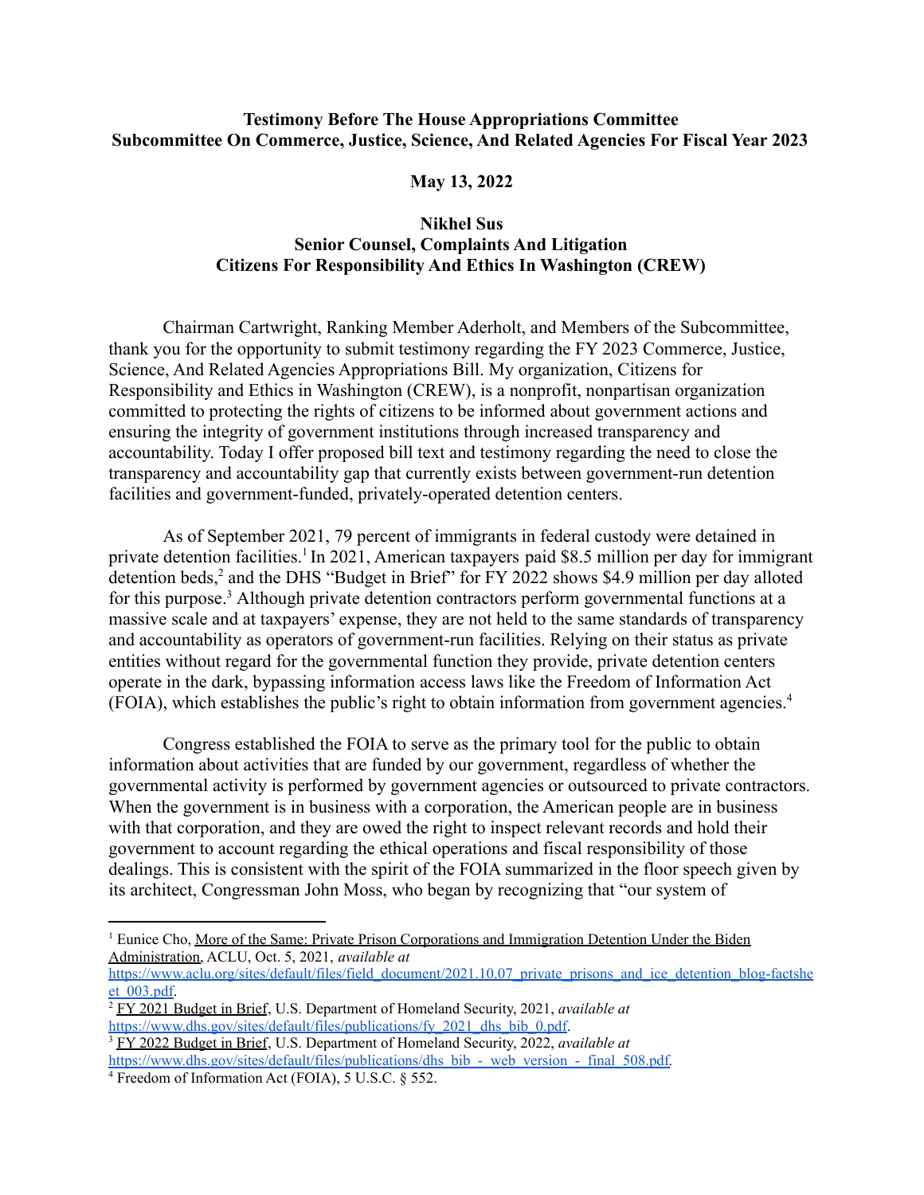**Testimony Before The House Appropriations Committee**
**Subcommittee On Commerce, Justice, Science, And Related Agencies For Fiscal Year 2023**

**May 13, 2022**

**Nikhel Sus**
**Senior Counsel, Complaints And Litigation**
**Citizens For Responsibility And Ethics In Washington (CREW)**

Chairman Cartwright, Ranking Member Aderholt, and Members of the Subcommittee, thank you for the opportunity to submit testimony regarding the FY 2023 Commerce, Justice, Science, And Related Agencies Appropriations Bill. My organization, Citizens for Responsibility and Ethics in Washington (CREW), is a nonprofit, nonpartisan organization committed to protecting the rights of citizens to be informed about government actions and ensuring the integrity of government institutions through increased transparency and accountability. Today I offer proposed bill text and testimony regarding the need to close the transparency and accountability gap that currently exists between government-run detention facilities and government-funded, privately-operated detention centers.

As of September 2021, 79 percent of immigrants in federal custody were detained in private detention facilities.[1] In 2021, American taxpayers paid $8.5 million per day for immigrant detention beds,[2] and the DHS "Budget in Brief" for FY 2022 shows $4.9 million per day alloted for this purpose.[3] Although private detention contractors perform governmental functions at a massive scale and at taxpayers' expense, they are not held to the same standards of transparency and accountability as operators of government-run facilities. Relying on their status as private entities without regard for the governmental function they provide, private detention centers operate in the dark, bypassing information access laws like the Freedom of Information Act (FOIA), which establishes the public's right to obtain information from government agencies.[4]

Congress established the FOIA to serve as the primary tool for the public to obtain information about activities that are funded by our government, regardless of whether the governmental activity is performed by government agencies or outsourced to private contractors. When the government is in business with a corporation, the American people are in business with that corporation, and they are owed the right to inspect relevant records and hold their government to account regarding the ethical operations and fiscal responsibility of those dealings. This is consistent with the spirit of the FOIA summarized in the floor speech given by its architect, Congressman John Moss, who began by recognizing that "our system of

---

[1] Eunice Cho, More of the Same: Private Prison Corporations and Immigration Detention Under the Biden Administration, ACLU, Oct. 5, 2021, *available at* https://www.aclu.org/sites/default/files/field_document/2021.10.07_private_prisons_and_ice_detention_blog-factsheet_003.pdf.

[2] FY 2021 Budget in Brief, U.S. Department of Homeland Security, 2021, *available at* https://www.dhs.gov/sites/default/files/publications/fy_2021_dhs_bib_0.pdf.

[3] FY 2022 Budget in Brief, U.S. Department of Homeland Security, 2022, *available at* https://www.dhs.gov/sites/default/files/publications/dhs_bib_-_web_version_-_final_508.pdf.

[4] Freedom of Information Act (FOIA), 5 U.S.C. § 552.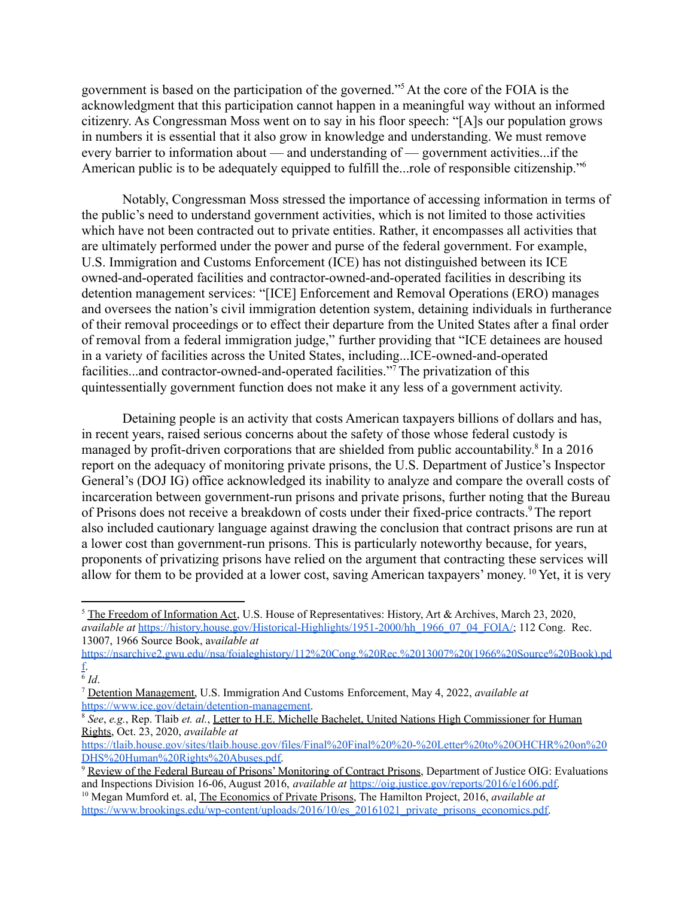government is based on the participation of the governed."[5] At the core of the FOIA is the acknowledgment that this participation cannot happen in a meaningful way without an informed citizenry. As Congressman Moss went on to say in his floor speech: "[A]s our population grows in numbers it is essential that it also grow in knowledge and understanding. We must remove every barrier to information about — and understanding of — government activities...if the American public is to be adequately equipped to fulfill the...role of responsible citizenship."[6]

Notably, Congressman Moss stressed the importance of accessing information in terms of the public's need to understand government activities, which is not limited to those activities which have not been contracted out to private entities. Rather, it encompasses all activities that are ultimately performed under the power and purse of the federal government. For example, U.S. Immigration and Customs Enforcement (ICE) has not distinguished between its ICE owned-and-operated facilities and contractor-owned-and-operated facilities in describing its detention management services: "[ICE] Enforcement and Removal Operations (ERO) manages and oversees the nation's civil immigration detention system, detaining individuals in furtherance of their removal proceedings or to effect their departure from the United States after a final order of removal from a federal immigration judge," further providing that "ICE detainees are housed in a variety of facilities across the United States, including...ICE-owned-and-operated facilities...and contractor-owned-and-operated facilities."[7] The privatization of this quintessentially government function does not make it any less of a government activity.

Detaining people is an activity that costs American taxpayers billions of dollars and has, in recent years, raised serious concerns about the safety of those whose federal custody is managed by profit-driven corporations that are shielded from public accountability.[8] In a 2016 report on the adequacy of monitoring private prisons, the U.S. Department of Justice's Inspector General's (DOJ IG) office acknowledged its inability to analyze and compare the overall costs of incarceration between government-run prisons and private prisons, further noting that the Bureau of Prisons does not receive a breakdown of costs under their fixed-price contracts.[9] The report also included cautionary language against drawing the conclusion that contract prisons are run at a lower cost than government-run prisons. This is particularly noteworthy because, for years, proponents of privatizing prisons have relied on the argument that contracting these services will allow for them to be provided at a lower cost, saving American taxpayers' money.[10] Yet, it is very

---

[5] The Freedom of Information Act, U.S. House of Representatives: History, Art & Archives, March 23, 2020, *available at* https://history.house.gov/Historical-Highlights/1951-2000/hh_1966_07_04_FOIA/; 112 Cong. Rec. 13007, 1966 Source Book, *available at* https://nsarchive2.gwu.edu//nsa/foialeghistory/112%20Cong.%20Rec.%2013007%20(1966%20Source%20Book).pdf.

[6] *Id*.

[7] Detention Management, U.S. Immigration And Customs Enforcement, May 4, 2022, *available at* https://www.ice.gov/detain/detention-management.

[8] *See*, *e.g.*, Rep. Tlaib *et. al.*, Letter to H.E. Michelle Bachelet, United Nations High Commissioner for Human Rights, Oct. 23, 2020, *available at* https://tlaib.house.gov/sites/tlaib.house.gov/files/Final%20Final%20%20-%20Letter%20to%20OHCHR%20on%20DHS%20Human%20Rights%20Abuses.pdf.

[9] Review of the Federal Bureau of Prisons' Monitoring of Contract Prisons, Department of Justice OIG: Evaluations and Inspections Division 16-06, August 2016, *available at* https://oig.justice.gov/reports/2016/e1606.pdf.

[10] Megan Mumford et. al, The Economics of Private Prisons, The Hamilton Project, 2016, *available at* https://www.brookings.edu/wp-content/uploads/2016/10/es_20161021_private_prisons_economics.pdf.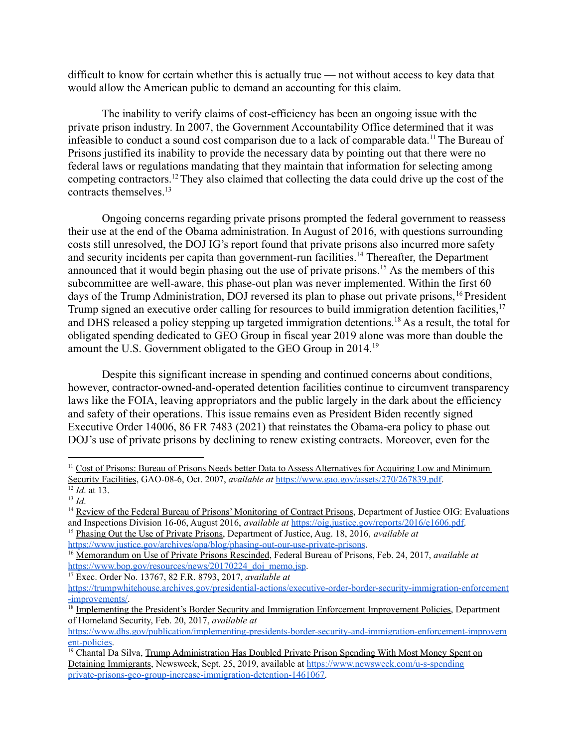difficult to know for certain whether this is actually true — not without access to key data that would allow the American public to demand an accounting for this claim.

The inability to verify claims of cost-efficiency has been an ongoing issue with the private prison industry. In 2007, the Government Accountability Office determined that it was infeasible to conduct a sound cost comparison due to a lack of comparable data.[11] The Bureau of Prisons justified its inability to provide the necessary data by pointing out that there were no federal laws or regulations mandating that they maintain that information for selecting among competing contractors.[12] They also claimed that collecting the data could drive up the cost of the contracts themselves.[13]

Ongoing concerns regarding private prisons prompted the federal government to reassess their use at the end of the Obama administration. In August of 2016, with questions surrounding costs still unresolved, the DOJ IG's report found that private prisons also incurred more safety and security incidents per capita than government-run facilities.[14] Thereafter, the Department announced that it would begin phasing out the use of private prisons.[15] As the members of this subcommittee are well-aware, this phase-out plan was never implemented. Within the first 60 days of the Trump Administration, DOJ reversed its plan to phase out private prisons,[16] President Trump signed an executive order calling for resources to build immigration detention facilities,[17] and DHS released a policy stepping up targeted immigration detentions.[18] As a result, the total for obligated spending dedicated to GEO Group in fiscal year 2019 alone was more than double the amount the U.S. Government obligated to the GEO Group in 2014.[19]

Despite this significant increase in spending and continued concerns about conditions, however, contractor-owned-and-operated detention facilities continue to circumvent transparency laws like the FOIA, leaving appropriators and the public largely in the dark about the efficiency and safety of their operations. This issue remains even as President Biden recently signed Executive Order 14006, 86 FR 7483 (2021) that reinstates the Obama-era policy to phase out DOJ's use of private prisons by declining to renew existing contracts. Moreover, even for the

---

[11] Cost of Prisons: Bureau of Prisons Needs better Data to Assess Alternatives for Acquiring Low and Minimum Security Facilities, GAO-08-6, Oct. 2007, *available at* https://www.gao.gov/assets/270/267839.pdf.

[12] *Id*. at 13.

[13] *Id*.

[14] Review of the Federal Bureau of Prisons' Monitoring of Contract Prisons, Department of Justice OIG: Evaluations and Inspections Division 16-06, August 2016, *available at* https://oig.justice.gov/reports/2016/e1606.pdf.

[15] Phasing Out the Use of Private Prisons, Department of Justice, Aug. 18, 2016, *available at* https://www.justice.gov/archives/opa/blog/phasing-out-our-use-private-prisons.

[16] Memorandum on Use of Private Prisons Rescinded, Federal Bureau of Prisons, Feb. 24, 2017, *available at* https://www.bop.gov/resources/news/20170224_doj_memo.jsp.

[17] Exec. Order No. 13767, 82 F.R. 8793, 2017, *available at* https://trumpwhitehouse.archives.gov/presidential-actions/executive-order-border-security-immigration-enforcement-improvements/.

[18] Implementing the President's Border Security and Immigration Enforcement Improvement Policies, Department of Homeland Security, Feb. 20, 2017, *available at* https://www.dhs.gov/publication/implementing-presidents-border-security-and-immigration-enforcement-improvement-policies.

[19] Chantal Da Silva, Trump Administration Has Doubled Private Prison Spending With Most Money Spent on Detaining Immigrants, Newsweek, Sept. 25, 2019, available at https://www.newsweek.com/u-s-spending private-prisons-geo-group-increase-immigration-detention-1461067.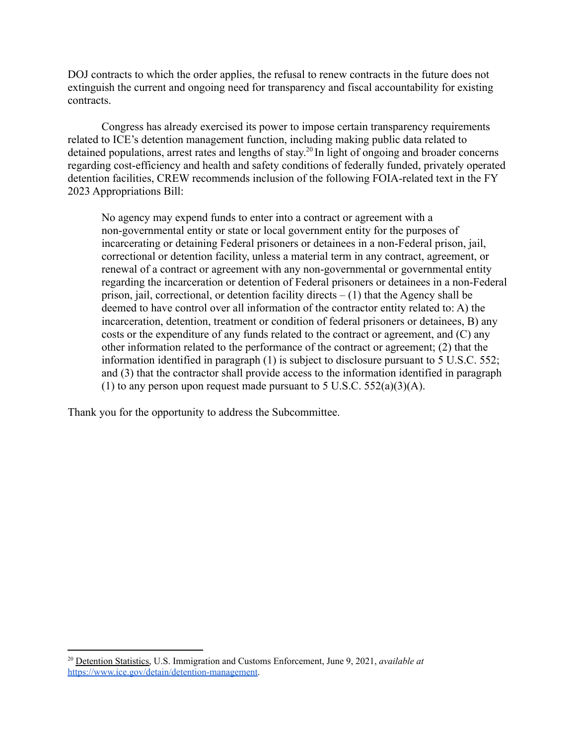DOJ contracts to which the order applies, the refusal to renew contracts in the future does not extinguish the current and ongoing need for transparency and fiscal accountability for existing contracts.

Congress has already exercised its power to impose certain transparency requirements related to ICE's detention management function, including making public data related to detained populations, arrest rates and lengths of stay.[20] In light of ongoing and broader concerns regarding cost-efficiency and health and safety conditions of federally funded, privately operated detention facilities, CREW recommends inclusion of the following FOIA-related text in the FY 2023 Appropriations Bill:

> No agency may expend funds to enter into a contract or agreement with a non-governmental entity or state or local government entity for the purposes of incarcerating or detaining Federal prisoners or detainees in a non-Federal prison, jail, correctional or detention facility, unless a material term in any contract, agreement, or renewal of a contract or agreement with any non-governmental or governmental entity regarding the incarceration or detention of Federal prisoners or detainees in a non-Federal prison, jail, correctional, or detention facility directs – (1) that the Agency shall be deemed to have control over all information of the contractor entity related to: A) the incarceration, detention, treatment or condition of federal prisoners or detainees, B) any costs or the expenditure of any funds related to the contract or agreement, and (C) any other information related to the performance of the contract or agreement; (2) that the information identified in paragraph (1) is subject to disclosure pursuant to 5 U.S.C. 552; and (3) that the contractor shall provide access to the information identified in paragraph (1) to any person upon request made pursuant to 5 U.S.C. 552(a)(3)(A).

Thank you for the opportunity to address the Subcommittee.

---

[20] Detention Statistics, U.S. Immigration and Customs Enforcement, June 9, 2021, *available at* https://www.ice.gov/detain/detention-management.